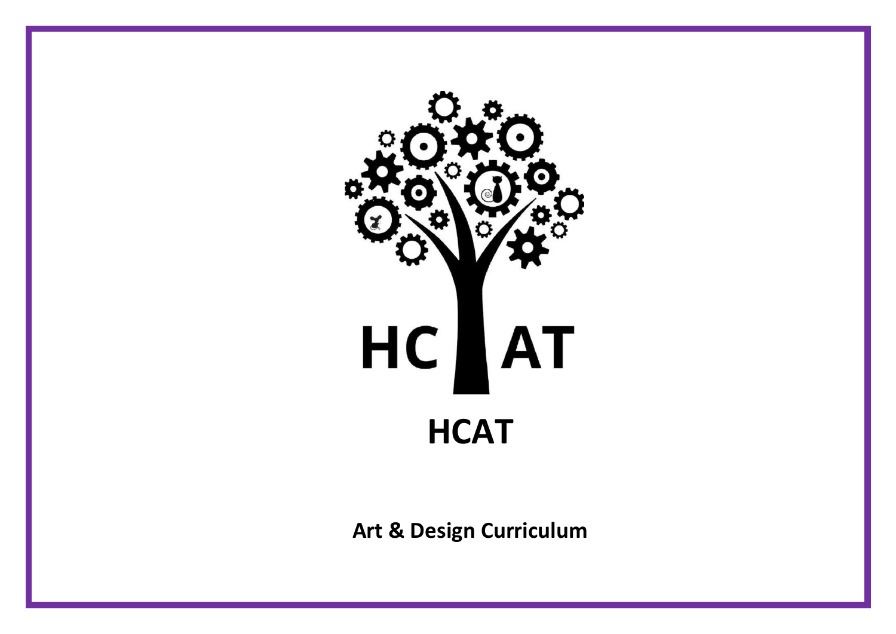# HCAT

**Art & Design Curriculum**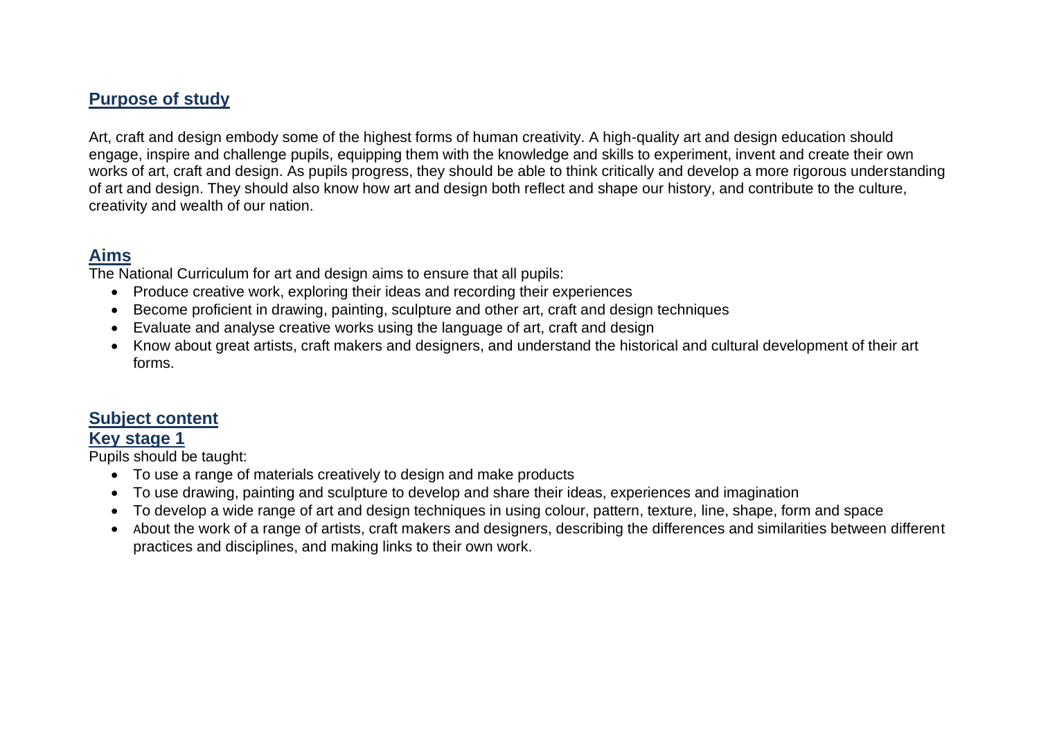## Purpose of study

Art, craft and design embody some of the highest forms of human creativity. A high-quality art and design education should engage, inspire and challenge pupils, equipping them with the knowledge and skills to experiment, invent and create their own works of art, craft and design. As pupils progress, they should be able to think critically and develop a more rigorous understanding of art and design. They should also know how art and design both reflect and shape our history, and contribute to the culture, creativity and wealth of our nation.

## Aims

The National Curriculum for art and design aims to ensure that all pupils:

- Produce creative work, exploring their ideas and recording their experiences
- Become proficient in drawing, painting, sculpture and other art, craft and design techniques
- Evaluate and analyse creative works using the language of art, craft and design
- Know about great artists, craft makers and designers, and understand the historical and cultural development of their art forms.

## Subject content

### Key stage 1

Pupils should be taught:

- To use a range of materials creatively to design and make products
- To use drawing, painting and sculpture to develop and share their ideas, experiences and imagination
- To develop a wide range of art and design techniques in using colour, pattern, texture, line, shape, form and space
- About the work of a range of artists, craft makers and designers, describing the differences and similarities between different practices and disciplines, and making links to their own work.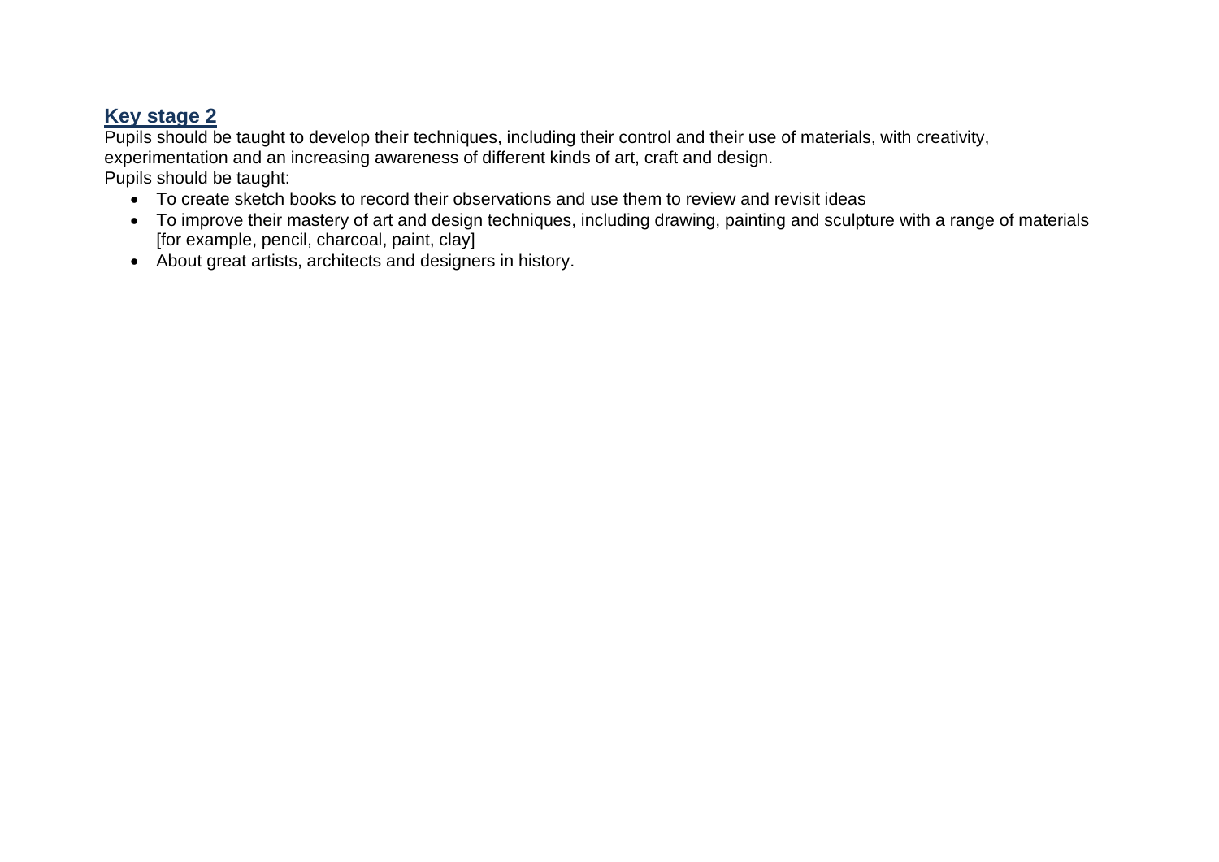## Key stage 2

Pupils should be taught to develop their techniques, including their control and their use of materials, with creativity, experimentation and an increasing awareness of different kinds of art, craft and design.

Pupils should be taught:

- To create sketch books to record their observations and use them to review and revisit ideas
- To improve their mastery of art and design techniques, including drawing, painting and sculpture with a range of materials [for example, pencil, charcoal, paint, clay]
- About great artists, architects and designers in history.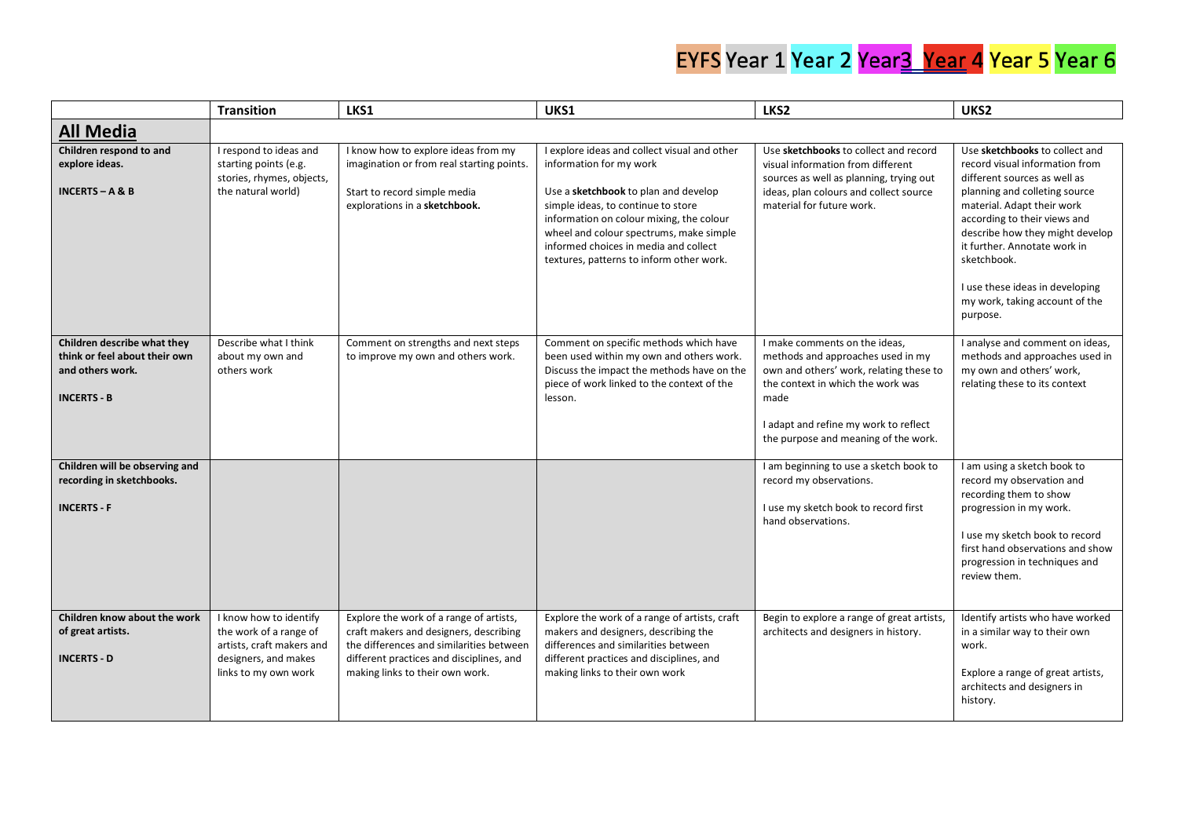EYFS Year 1 Year 2 Year3 Year 4 Year 5 Year 6

| | Transition | LKS1 | UKS1 | LKS2 | UKS2 |
|---|---|---|---|---|---|
| **All Media** | | | | | |
| **Children respond to and explore ideas.**<br><br>**INCERTS – A & B** | I respond to ideas and starting points (e.g. stories, rhymes, objects, the natural world) | I know how to explore ideas from my imagination or from real starting points.<br><br>Start to record simple media explorations in a **sketchbook.** | I explore ideas and collect visual and other information for my work<br><br>Use a **sketchbook** to plan and develop simple ideas, to continue to store information on colour mixing, the colour wheel and colour spectrums, make simple informed choices in media and collect textures, patterns to inform other work. | Use **sketchbooks** to collect and record visual information from different sources as well as planning, trying out ideas, plan colours and collect source material for future work. | Use **sketchbooks** to collect and record visual information from different sources as well as planning and colleting source material. Adapt their work according to their views and describe how they might develop it further. Annotate work in sketchbook.<br><br>I use these ideas in developing my work, taking account of the purpose. |
| **Children describe what they think or feel about their own and others work.**<br><br>**INCERTS - B** | Describe what I think about my own and others work | Comment on strengths and next steps to improve my own and others work. | Comment on specific methods which have been used within my own and others work. Discuss the impact the methods have on the piece of work linked to the context of the lesson. | I make comments on the ideas, methods and approaches used in my own and others' work, relating these to the context in which the work was made<br><br>I adapt and refine my work to reflect the purpose and meaning of the work. | I analyse and comment on ideas, methods and approaches used in my own and others' work, relating these to its context |
| **Children will be observing and recording in sketchbooks.**<br><br>**INCERTS - F** | | | | I am beginning to use a sketch book to record my observations.<br><br>I use my sketch book to record first hand observations. | I am using a sketch book to record my observation and recording them to show progression in my work.<br><br>I use my sketch book to record first hand observations and show progression in techniques and review them. |
| **Children know about the work of great artists.**<br><br>**INCERTS - D** | I know how to identify the work of a range of artists, craft makers and designers, and makes links to my own work | Explore the work of a range of artists, craft makers and designers, describing the differences and similarities between different practices and disciplines, and making links to their own work. | Explore the work of a range of artists, craft makers and designers, describing the differences and similarities between different practices and disciplines, and making links to their own work | Begin to explore a range of great artists, architects and designers in history. | Identify artists who have worked in a similar way to their own work.<br><br>Explore a range of great artists, architects and designers in history. |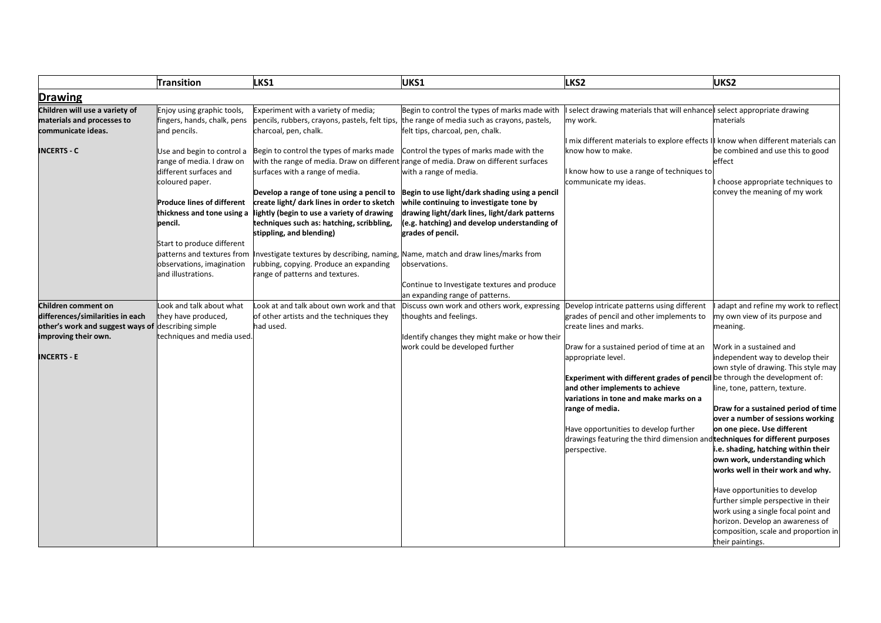| | Transition | LKS1 | UKS1 | LKS2 | UKS2 |
|---|---|---|---|---|---|
| **Drawing** | | | | | |
| **Children will use a variety of materials and processes to communicate ideas.**<br><br>**INCERTS - C** | Enjoy using graphic tools, fingers, hands, chalk, pens and pencils.<br><br>Use and begin to control a range of media. I draw on different surfaces and coloured paper.<br><br>**Produce lines of different thickness and tone using a pencil.**<br><br>Start to produce different patterns and textures from observations, imagination and illustrations. | Experiment with a variety of media; pencils, rubbers, crayons, pastels, felt tips, charcoal, pen, chalk.<br><br>Begin to control the types of marks made with the range of media. Draw on different surfaces with a range of media.<br><br>**Develop a range of tone using a pencil to create light/ dark lines in order to sketch lightly (begin to use a variety of drawing techniques such as: hatching, scribbling, stippling, and blending)**<br><br>Investigate textures by describing, naming, rubbing, copying. Produce an expanding range of patterns and textures. | Begin to control the types of marks made with the range of media such as crayons, pastels, felt tips, charcoal, pen, chalk.<br><br>Control the types of marks made with the range of media. Draw on different surfaces with a range of media.<br><br>**Begin to use light/dark shading using a pencil while continuing to investigate tone by drawing light/dark lines, light/dark patterns (e.g. hatching) and develop understanding of grades of pencil.**<br><br>Name, match and draw lines/marks from observations.<br><br>Continue to Investigate textures and produce an expanding range of patterns. | I select drawing materials that will enhance my work.<br><br>I mix different materials to explore effects I know how to make.<br><br>I know how to use a range of techniques to communicate my ideas. | I select appropriate drawing materials<br><br>I know when different materials can be combined and use this to good effect<br><br>I choose appropriate techniques to convey the meaning of my work |
| **Children comment on differences/similarities in each other's work and suggest ways of improving their own.**<br><br>**INCERTS - E** | Look and talk about what they have produced, describing simple techniques and media used. | Look at and talk about own work and that of other artists and the techniques they had used. | Discuss own work and others work, expressing thoughts and feelings.<br><br>Identify changes they might make or how their work could be developed further | Develop intricate patterns using different grades of pencil and other implements to create lines and marks.<br><br>Draw for a sustained period of time at an appropriate level.<br><br>**Experiment with different grades of pencil and other implements to achieve variations in tone and make marks on a range of media.**<br><br>Have opportunities to develop further drawings featuring the third dimension and perspective. | I adapt and refine my work to reflect my own view of its purpose and meaning.<br><br>Work in a sustained and independent way to develop their own style of drawing. This style may be through the development of: line, tone, pattern, texture.<br><br>**Draw for a sustained period of time over a number of sessions working on one piece. Use different techniques for different purposes i.e. shading, hatching within their own work, understanding which works well in their work and why.**<br><br>Have opportunities to develop further simple perspective in their work using a single focal point and horizon. Develop an awareness of composition, scale and proportion in their paintings. |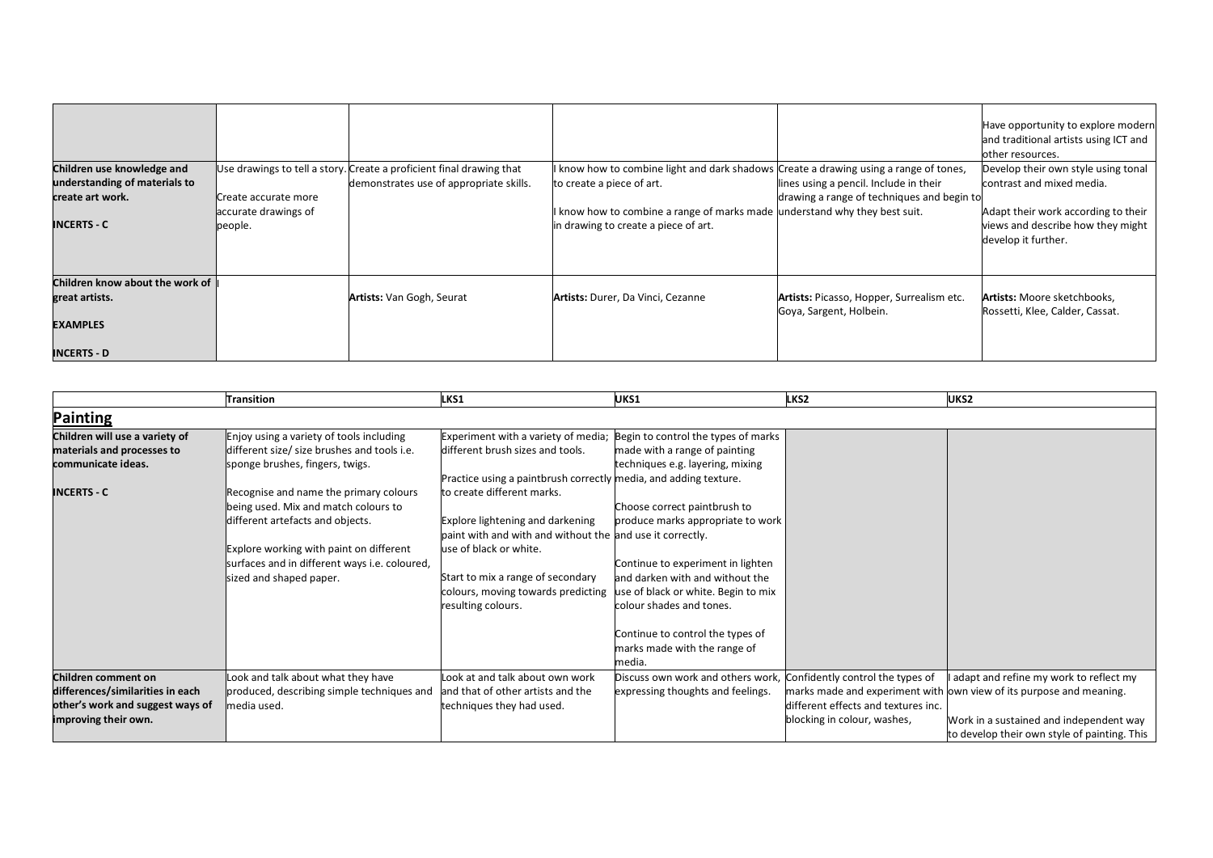| | | | | | |
|---|---|---|---|---|---|
| | | | | | Have opportunity to explore modern and traditional artists using ICT and other resources. |
| **Children use knowledge and understanding of materials to create art work.**<br><br>**INCERTS - C** | Use drawings to tell a story.<br><br>Create accurate more accurate drawings of people. | Create a proficient final drawing that demonstrates use of appropriate skills. | I know how to combine light and dark shadows to create a piece of art.<br><br>I know how to combine a range of marks made in drawing to create a piece of art. | Create a drawing using a range of tones, lines using a pencil. Include in their drawing a range of techniques and begin to understand why they best suit. | Develop their own style using tonal contrast and mixed media.<br><br>Adapt their work according to their views and describe how they might develop it further. |
| **Children know about the work of great artists.**<br><br>**EXAMPLES**<br><br>**INCERTS - D** | | **Artists:** Van Gogh, Seurat | **Artists:** Durer, Da Vinci, Cezanne | **Artists:** Picasso, Hopper, Surrealism etc. Goya, Sargent, Holbein. | **Artists:** Moore sketchbooks, Rossetti, Klee, Calder, Cassat. |

| | Transition | LKS1 | UKS1 | LKS2 | UKS2 |
|---|---|---|---|---|---|
| **Painting** | | | | | |
| **Children will use a variety of materials and processes to communicate ideas.**<br><br>**INCERTS - C** | Enjoy using a variety of tools including different size/ size brushes and tools i.e. sponge brushes, fingers, twigs.<br><br>Recognise and name the primary colours being used. Mix and match colours to different artefacts and objects.<br><br>Explore working with paint on different surfaces and in different ways i.e. coloured, sized and shaped paper. | Experiment with a variety of media; different brush sizes and tools.<br><br>Practice using a paintbrush correctly to create different marks.<br><br>Explore lightening and darkening paint with and with and without the use of black or white.<br><br>Start to mix a range of secondary colours, moving towards predicting resulting colours. | Begin to control the types of marks made with a range of painting techniques e.g. layering, mixing media, and adding texture.<br><br>Choose correct paintbrush to produce marks appropriate to work and use it correctly.<br><br>Continue to experiment in lighten and darken with and without the use of black or white. Begin to mix colour shades and tones.<br><br>Continue to control the types of marks made with the range of media. | | |
| **Children comment on differences/similarities in each other's work and suggest ways of improving their own.** | Look and talk about what they have produced, describing simple techniques and media used. | Look at and talk about own work and that of other artists and the techniques they had used. | Discuss own work and others work, expressing thoughts and feelings. | Confidently control the types of marks made and experiment with different effects and textures inc. blocking in colour, washes, | I adapt and refine my work to reflect my own view of its purpose and meaning.<br><br>Work in a sustained and independent way to develop their own style of painting. This |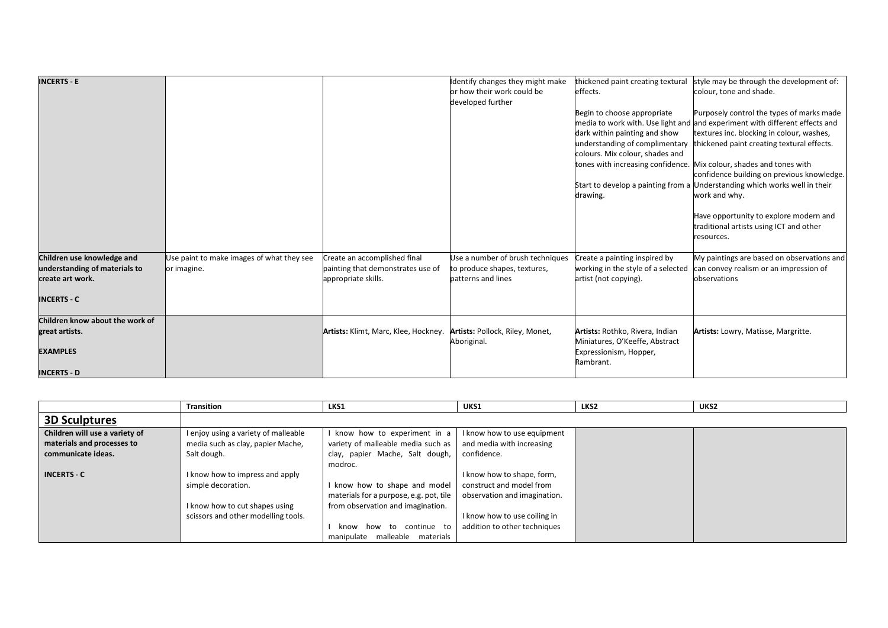| | | | | | |
|---|---|---|---|---|---|
| **INCERTS - E** | | | Identify changes they might make or how their work could be developed further | thickened paint creating textural effects.<br><br>Begin to choose appropriate media to work with. Use light and dark within painting and show understanding of complimentary colours. Mix colour, shades and tones with increasing confidence.<br><br>Start to develop a painting from a drawing. | style may be through the development of: colour, tone and shade.<br><br>Purposely control the types of marks made and experiment with different effects and textures inc. blocking in colour, washes, thickened paint creating textural effects.<br><br>Mix colour, shades and tones with confidence building on previous knowledge. Understanding which works well in their work and why.<br><br>Have opportunity to explore modern and traditional artists using ICT and other resources. |
| **Children use knowledge and understanding of materials to create art work.**<br><br>**INCERTS - C** | Use paint to make images of what they see or imagine. | Create an accomplished final painting that demonstrates use of appropriate skills. | Use a number of brush techniques to produce shapes, textures, patterns and lines | Create a painting inspired by working in the style of a selected artist (not copying). | My paintings are based on observations and can convey realism or an impression of observations |
| **Children know about the work of great artists.**<br><br>**EXAMPLES**<br><br>**INCERTS - D** | | **Artists:** Klimt, Marc, Klee, Hockney. | **Artists:** Pollock, Riley, Monet, Aboriginal. | **Artists:** Rothko, Rivera, Indian Miniatures, O'Keeffe, Abstract Expressionism, Hopper, Rambrant. | **Artists:** Lowry, Matisse, Margritte. |

| | Transition | LKS1 | UKS1 | LKS2 | UKS2 |
|---|---|---|---|---|---|
| **3D Sculptures** | | | | | |
| **Children will use a variety of materials and processes to communicate ideas.**<br><br>**INCERTS - C** | I enjoy using a variety of malleable media such as clay, papier Mache, Salt dough.<br><br>I know how to impress and apply simple decoration.<br><br>I know how to cut shapes using scissors and other modelling tools. | I know how to experiment in a variety of malleable media such as clay, papier Mache, Salt dough, modroc.<br><br>I know how to shape and model materials for a purpose, e.g. pot, tile from observation and imagination.<br><br>I know how to continue to manipulate malleable materials | I know how to use equipment and media with increasing confidence.<br><br>I know how to shape, form, construct and model from observation and imagination.<br><br>I know how to use coiling in addition to other techniques | | |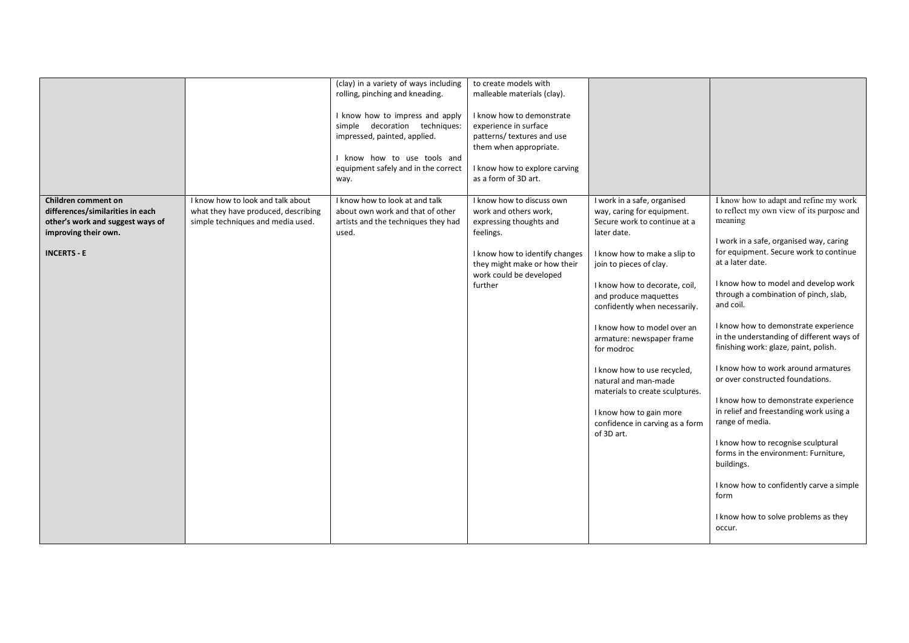| | | | | | |
|---|---|---|---|---|---|
| | | (clay) in a variety of ways including rolling, pinching and kneading.<br><br>I know how to impress and apply simple decoration techniques: impressed, painted, applied.<br><br>I know how to use tools and equipment safely and in the correct way. | to create models with malleable materials (clay).<br><br>I know how to demonstrate experience in surface patterns/ textures and use them when appropriate.<br><br>I know how to explore carving as a form of 3D art. | | |
| **Children comment on differences/similarities in each other's work and suggest ways of improving their own.**<br><br>**INCERTS - E** | I know how to look and talk about what they have produced, describing simple techniques and media used. | I know how to look at and talk about own work and that of other artists and the techniques they had used. | I know how to discuss own work and others work, expressing thoughts and feelings.<br><br>I know how to identify changes they might make or how their work could be developed further | I work in a safe, organised way, caring for equipment. Secure work to continue at a later date.<br><br>I know how to make a slip to join to pieces of clay.<br><br>I know how to decorate, coil, and produce maquettes confidently when necessarily.<br><br>I know how to model over an armature: newspaper frame for modroc<br><br>I know how to use recycled, natural and man-made materials to create sculptures.<br><br>I know how to gain more confidence in carving as a form of 3D art. | I know how to adapt and refine my work to reflect my own view of its purpose and meaning<br><br>I work in a safe, organised way, caring for equipment. Secure work to continue at a later date.<br><br>I know how to model and develop work through a combination of pinch, slab, and coil.<br><br>I know how to demonstrate experience in the understanding of different ways of finishing work: glaze, paint, polish.<br><br>I know how to work around armatures or over constructed foundations.<br><br>I know how to demonstrate experience in relief and freestanding work using a range of media.<br><br>I know how to recognise sculptural forms in the environment: Furniture, buildings.<br><br>I know how to confidently carve a simple form<br><br>I know how to solve problems as they occur. |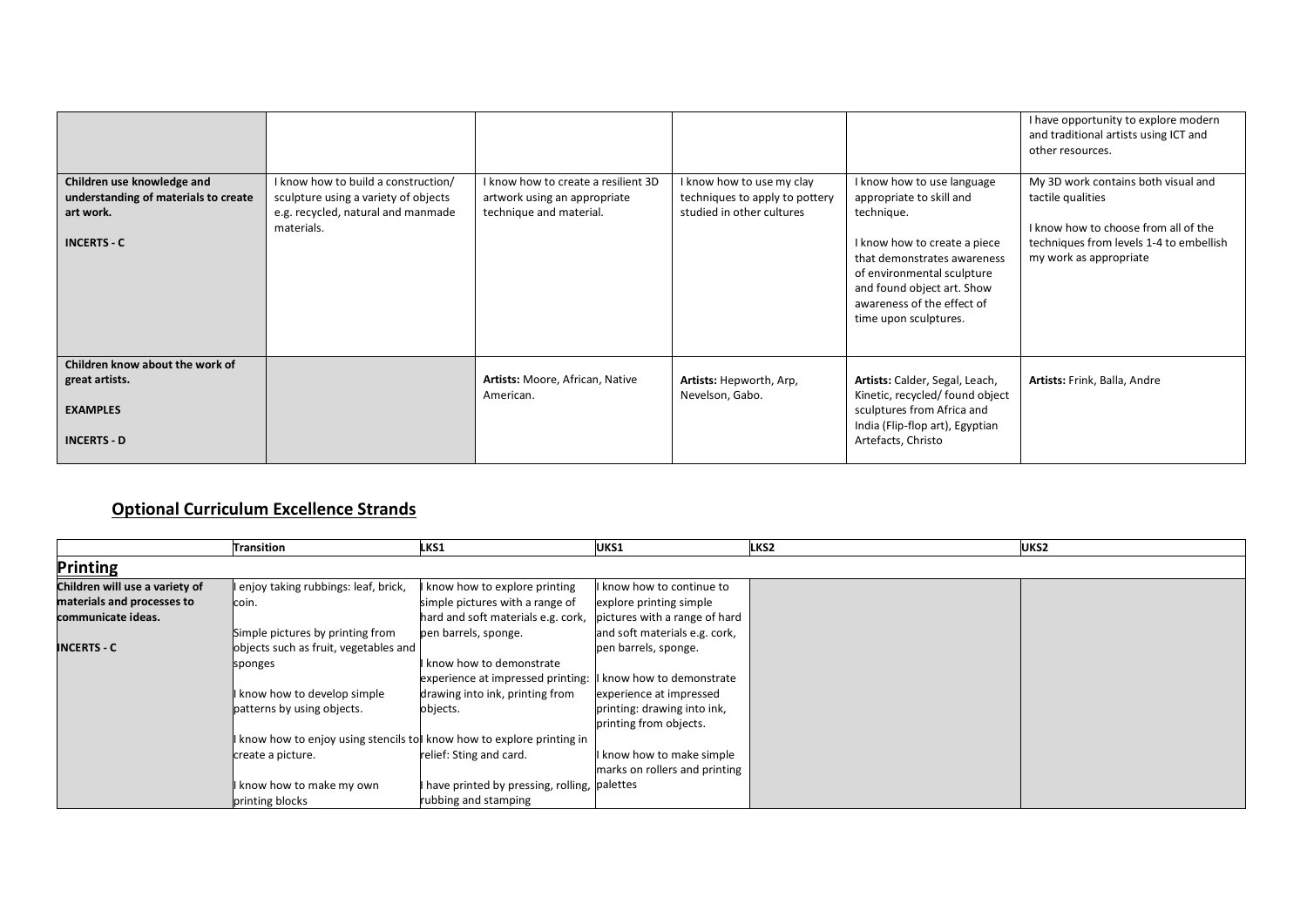| | | | | | |
|---|---|---|---|---|---|
| | | | | | I have opportunity to explore modern and traditional artists using ICT and other resources. |
| **Children use knowledge and understanding of materials to create art work.**<br><br>**INCERTS - C** | I know how to build a construction/ sculpture using a variety of objects e.g. recycled, natural and manmade materials. | I know how to create a resilient 3D artwork using an appropriate technique and material. | I know how to use my clay techniques to apply to pottery studied in other cultures | I know how to use language appropriate to skill and technique.<br><br>I know how to create a piece that demonstrates awareness of environmental sculpture and found object art. Show awareness of the effect of time upon sculptures. | My 3D work contains both visual and tactile qualities<br><br>I know how to choose from all of the techniques from levels 1-4 to embellish my work as appropriate |
| **Children know about the work of great artists.**<br><br>**EXAMPLES**<br><br>**INCERTS - D** | | **Artists:** Moore, African, Native American. | **Artists:** Hepworth, Arp, Nevelson, Gabo. | **Artists:** Calder, Segal, Leach, Kinetic, recycled/ found object sculptures from Africa and India (Flip-flop art), Egyptian Artefacts, Christo | **Artists:** Frink, Balla, Andre |

## Optional Curriculum Excellence Strands

| | Transition | LKS1 | UKS1 | LKS2 | UKS2 |
|---|---|---|---|---|---|
| **Printing** | | | | | |
| **Children will use a variety of materials and processes to communicate ideas.**<br><br>**INCERTS - C** | I enjoy taking rubbings: leaf, brick, coin.<br><br>Simple pictures by printing from objects such as fruit, vegetables and sponges<br><br>I know how to develop simple patterns by using objects.<br><br>I know how to enjoy using stencils to create a picture.<br><br>I know how to make my own printing blocks | I know how to explore printing simple pictures with a range of hard and soft materials e.g. cork, pen barrels, sponge.<br><br>I know how to demonstrate experience at impressed printing: drawing into ink, printing from objects.<br><br>I know how to explore printing in relief: Sting and card.<br><br>I have printed by pressing, rolling, rubbing and stamping | I know how to continue to explore printing simple pictures with a range of hard and soft materials e.g. cork, pen barrels, sponge.<br><br>I know how to demonstrate experience at impressed printing: drawing into ink, printing from objects.<br><br>I know how to make simple marks on rollers and printing palettes | | |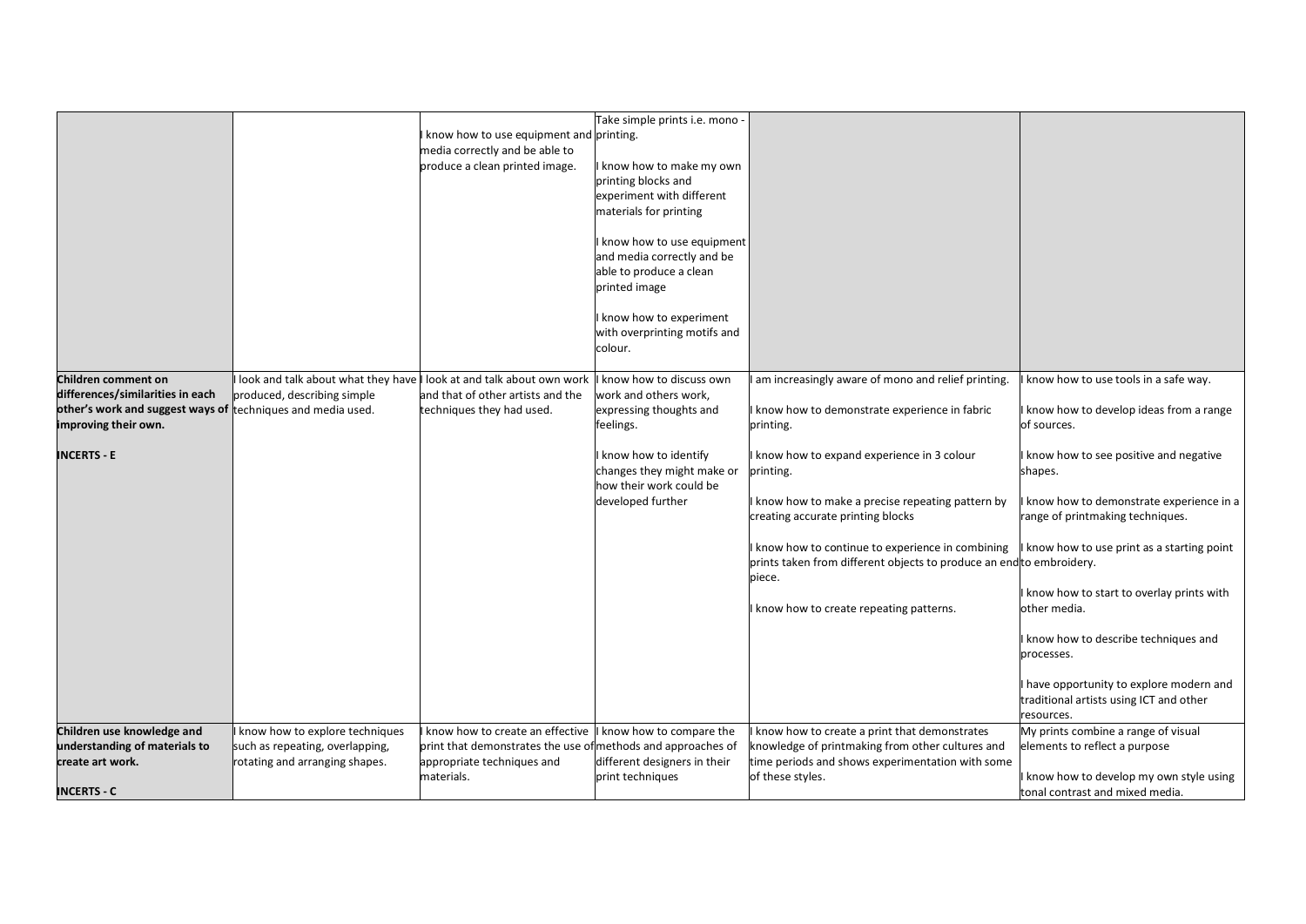| | | | | | |
|---|---|---|---|---|---|
| | | I know how to use equipment and media correctly and be able to produce a clean printed image. | Take simple prints i.e. mono - printing.<br><br>I know how to make my own printing blocks and experiment with different materials for printing<br><br>I know how to use equipment and media correctly and be able to produce a clean printed image<br><br>I know how to experiment with overprinting motifs and colour. | | |
| **Children comment on differences/similarities in each other's work and suggest ways of improving their own.**<br><br>**INCERTS - E** | I look and talk about what they have produced, describing simple techniques and media used. | I look at and talk about own work and that of other artists and the techniques they had used. | I know how to discuss own work and others work, expressing thoughts and feelings.<br><br>I know how to identify changes they might make or how their work could be developed further | I am increasingly aware of mono and relief printing.<br><br>I know how to demonstrate experience in fabric printing.<br><br>I know how to expand experience in 3 colour printing.<br><br>I know how to make a precise repeating pattern by creating accurate printing blocks<br><br>I know how to continue to experience in combining prints taken from different objects to produce an end piece.<br><br>I know how to create repeating patterns. | I know how to use tools in a safe way.<br><br>I know how to develop ideas from a range of sources.<br><br>I know how to see positive and negative shapes.<br><br>I know how to demonstrate experience in a range of printmaking techniques.<br><br>I know how to use print as a starting point to embroidery.<br><br>I know how to start to overlay prints with other media.<br><br>I know how to describe techniques and processes.<br><br>I have opportunity to explore modern and traditional artists using ICT and other resources. |
| **Children use knowledge and understanding of materials to create art work.**<br><br>**INCERTS - C** | I know how to explore techniques such as repeating, overlapping, rotating and arranging shapes. | I know how to create an effective print that demonstrates the use of appropriate techniques and materials. | I know how to compare the methods and approaches of different designers in their print techniques | I know how to create a print that demonstrates knowledge of printmaking from other cultures and time periods and shows experimentation with some of these styles. | My prints combine a range of visual elements to reflect a purpose<br><br>I know how to develop my own style using tonal contrast and mixed media. |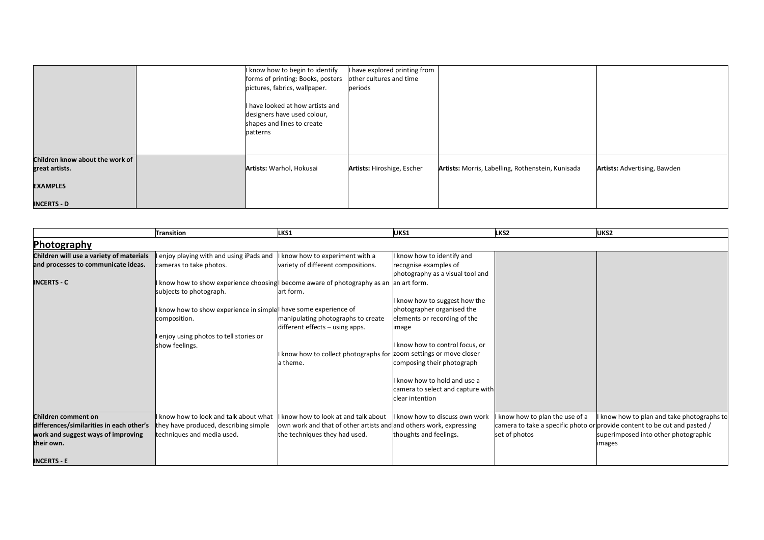| | | | | | |
|---|---|---|---|---|---|
| | | I know how to begin to identify forms of printing: Books, posters pictures, fabrics, wallpaper.<br><br>I have looked at how artists and designers have used colour, shapes and lines to create patterns | I have explored printing from other cultures and time periods | | |
| **Children know about the work of great artists.**<br><br>**EXAMPLES**<br><br>**INCERTS - D** | | **Artists:** Warhol, Hokusai | **Artists:** Hiroshige, Escher | **Artists:** Morris, Labelling, Rothenstein, Kunisada | **Artists:** Advertising, Bawden |

| | Transition | LKS1 | UKS1 | LKS2 | UKS2 |
|---|---|---|---|---|---|
| **Photography** | | | | | |
| **Children will use a variety of materials and processes to communicate ideas.**<br><br>**INCERTS - C** | I enjoy playing with and using iPads and cameras to take photos.<br><br>I know how to show experience choosing subjects to photograph.<br><br>I know how to show experience in simple composition.<br><br>I enjoy using photos to tell stories or show feelings. | I know how to experiment with a variety of different compositions.<br><br>I become aware of photography as an art form.<br><br>I have some experience of manipulating photographs to create different effects – using apps.<br><br>I know how to collect photographs for a theme. | I know how to identify and recognise examples of photography as a visual tool and an art form.<br><br>I know how to suggest how the photographer organised the elements or recording of the image<br><br>I know how to control focus, or zoom settings or move closer composing their photograph<br><br>I know how to hold and use a camera to select and capture with clear intention | | |
| **Children comment on differences/similarities in each other's work and suggest ways of improving their own.**<br><br>**INCERTS - E** | I know how to look and talk about what they have produced, describing simple techniques and media used. | I know how to look at and talk about own work and that of other artists and the techniques they had used. | I know how to discuss own work and others work, expressing thoughts and feelings. | I know how to plan the use of a camera to take a specific photo or set of photos | I know how to plan and take photographs to provide content to be cut and pasted / superimposed into other photographic images |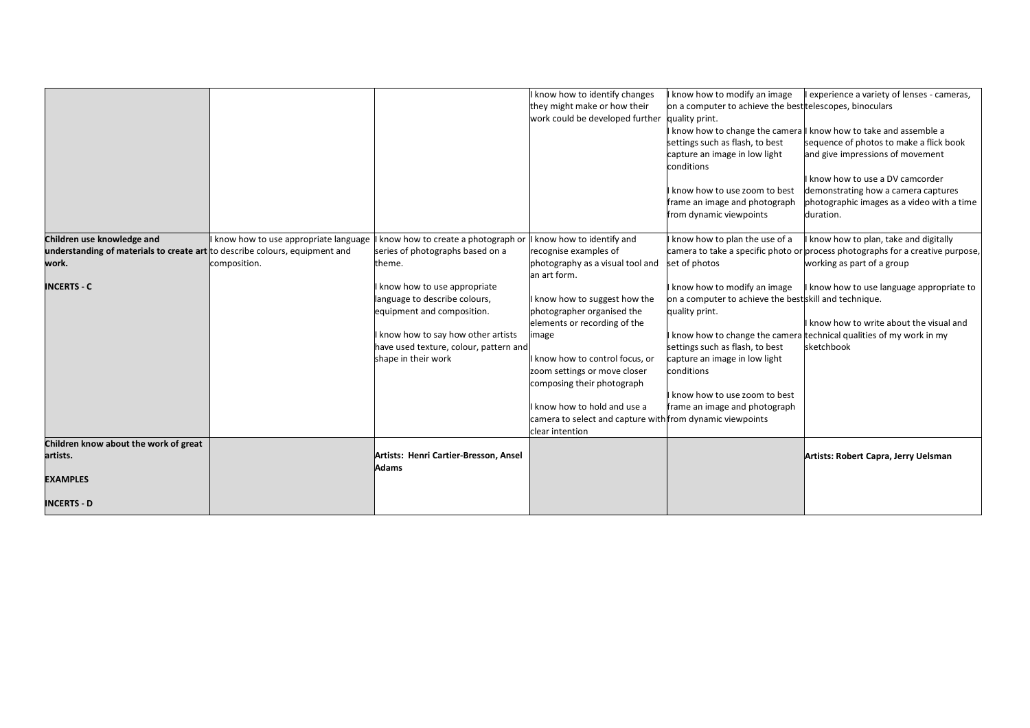| | | | | | |
|---|---|---|---|---|---|
| | | | I know how to identify changes they might make or how their work could be developed further | I know how to modify an image on a computer to achieve the best quality print.<br><br>I know how to change the camera settings such as flash, to best capture an image in low light conditions<br><br>I know how to use zoom to best frame an image and photograph from dynamic viewpoints | I experience a variety of lenses - cameras, telescopes, binoculars<br><br>I know how to take and assemble a sequence of photos to make a flick book and give impressions of movement<br><br>I know how to use a DV camcorder demonstrating how a camera captures photographic images as a video with a time duration. |
| **Children use knowledge and understanding of materials to create art work.**<br><br>**INCERTS - C** | I know how to use appropriate language to describe colours, equipment and composition. | I know how to create a photograph or series of photographs based on a theme.<br><br>I know how to use appropriate language to describe colours, equipment and composition.<br><br>I know how to say how other artists have used texture, colour, pattern and shape in their work | I know how to identify and recognise examples of photography as a visual tool and an art form.<br><br>I know how to suggest how the photographer organised the elements or recording of the image<br><br>I know how to control focus, or zoom settings or move closer composing their photograph<br><br>I know how to hold and use a camera to select and capture with clear intention | I know how to plan the use of a camera to take a specific photo or set of photos<br><br>I know how to modify an image on a computer to achieve the best quality print.<br><br>I know how to change the camera settings such as flash, to best capture an image in low light conditions<br><br>I know how to use zoom to best frame an image and photograph from dynamic viewpoints | I know how to plan, take and digitally process photographs for a creative purpose, working as part of a group<br><br>I know how to use language appropriate to skill and technique.<br><br>I know how to write about the visual and technical qualities of my work in my sketchbook |
| **Children know about the work of great artists.**<br><br>**EXAMPLES**<br><br>**INCERTS - D** | | **Artists: Henri Cartier-Bresson, Ansel Adams** | | | **Artists: Robert Capra, Jerry Uelsman** |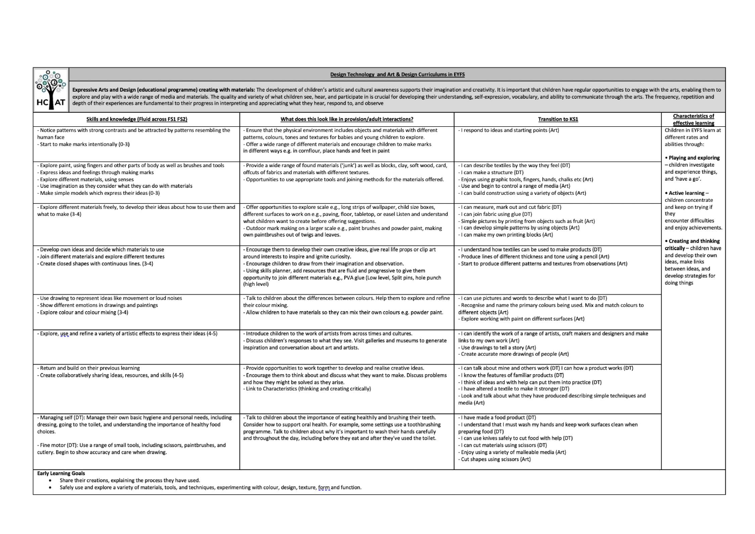HC AT

**Design Technology and Art & Design Curriculums in EYFS**

**Expressive Arts and Design (educational programme) creating with materials:** The development of children's artistic and cultural awareness supports their imagination and creativity. It is important that children have regular opportunities to engage with the arts, enabling them to explore and play with a wide range of media and materials. The quality and variety of what children see, hear, and participate in is crucial for developing their understanding, self-expression, vocabulary, and ability to communicate through the arts. The frequency, repetition and depth of their experiences are fundamental to their progress in interpreting and appreciating what they hear, respond to, and observe

| Skills and knowledge (Fluid across FS1 FS2) | What does this look like in provision/adult interactions? | Transition to KS1 | Characteristics of effective learning |
|---|---|---|---|
| - Notice patterns with strong contrasts and be attracted by patterns resembling the human face<br>- Start to make marks intentionally (0-3) | - Ensure that the physical environment includes objects and materials with different patterns, colours, tones and textures for babies and young children to explore.<br>- Offer a wide range of different materials and encourage children to make marks in different ways e.g. in cornflour, place hands and feet in paint | - I respond to ideas and starting points (Art) | Children in EYFS learn at different rates and abilities through:<br><br>**• Playing and exploring** – children investigate and experience things, and 'have a go'.<br><br>**• Active learning** – children concentrate and keep on trying if they encounter difficulties and enjoy achievements.<br><br>**• Creating and thinking critically** – children have and develop their own ideas, make links between ideas, and develop strategies for doing things |
| - Explore paint, using fingers and other parts of body as well as brushes and tools<br>- Express ideas and feelings through making marks<br>- Explore different materials, using senses<br>- Use imagination as they consider what they can do with materials<br>- Make simple models which express their ideas (0-3) | - Provide a wide range of found materials ('junk') as well as blocks, clay, soft wood, card, offcuts of fabrics and materials with different textures.<br>- Opportunities to use appropriate tools and joining methods for the materials offered. | - I can describe textiles by the way they feel (DT)<br>- I can make a structure (DT)<br>- Enjoys using graphic tools, fingers, hands, chalks etc (Art)<br>- Use and begin to control a range of media (Art)<br>- I can build construction using a variety of objects (Art) | |
| - Explore different materials freely, to develop their ideas about how to use them and what to make (3-4) | - Offer opportunities to explore scale e.g., long strips of wallpaper, child size boxes, different surfaces to work on e.g., paving, floor, tabletop, or easel Listen and understand what children want to create before offering suggestions.<br>- Outdoor mark making on a larger scale e.g., paint brushes and powder paint, making own paintbrushes out of twigs and leaves. | - I can measure, mark out and cut fabric (DT)<br>- I can join fabric using glue (DT)<br>- Simple pictures by printing from objects such as fruit (Art)<br>- I can develop simple patterns by using objects (Art)<br>- I can make my own printing blocks (Art) | |
| - Develop own ideas and decide which materials to use<br>- Join different materials and explore different textures<br>- Create closed shapes with continuous lines. (3-4) | - Encourage them to develop their own creative ideas, give real life props or clip art around interests to inspire and ignite curiosity.<br>- Encourage children to draw from their imagination and observation.<br>- Using skills planner, add resources that are fluid and progressive to give them opportunity to join different materials e.g., PVA glue (Low level, Split pins, hole punch (high level) | - I understand how textiles can be used to make products (DT)<br>- Produce lines of different thickness and tone using a pencil (Art)<br>- Start to produce different patterns and textures from observations (Art) | |
| - Use drawing to represent ideas like movement or loud noises<br>- Show different emotions in drawings and paintings<br>- Explore colour and colour mixing (3-4) | - Talk to children about the differences between colours. Help them to explore and refine their colour mixing.<br>- Allow children to have materials so they can mix their own colours e.g. powder paint. | - I can use pictures and words to describe what I want to do (DT)<br>- Recognise and name the primary colours being used. Mix and match colours to different objects (Art)<br>- Explore working with paint on different surfaces (Art) | |
| - Explore, use and refine a variety of artistic effects to express their ideas (4-5) | - Introduce children to the work of artists from across times and cultures.<br>- Discuss children's responses to what they see. Visit galleries and museums to generate inspiration and conversation about art and artists. | - I can identify the work of a range of artists, craft makers and designers and make links to my own work (Art)<br>- Use drawings to tell a story (Art)<br>- Create accurate more drawings of people (Art) | |
| - Return and build on their previous learning<br>- Create collaboratively sharing ideas, resources, and skills (4-5) | - Provide opportunities to work together to develop and realise creative ideas.<br>- Encourage them to think about and discuss what they want to make. Discuss problems and how they might be solved as they arise.<br>- Link to Characteristics (thinking and creating critically) | - I can talk about mine and others work (DT) I can how a product works (DT)<br>- I know the features of familiar products (DT)<br>- I think of ideas and with help can put them into practice (DT)<br>- I have altered a textile to make it stronger (DT)<br>- Look and talk about what they have produced describing simple techniques and media (Art) | |
| - Managing self (DT): Manage their own basic hygiene and personal needs, including dressing, going to the toilet, and understanding the importance of healthy food choices.<br><br>- Fine motor (DT): Use a range of small tools, including scissors, paintbrushes, and cutlery. Begin to show accuracy and care when drawing. | - Talk to children about the importance of eating healthily and brushing their teeth. Consider how to support oral health. For example, some settings use a toothbrushing programme. Talk to children about why it's important to wash their hands carefully and throughout the day, including before they eat and after they've used the toilet. | - I have made a food product (DT)<br>- I understand that I must wash my hands and keep work surfaces clean when preparing food (DT)<br>- I can use knives safely to cut food with help (DT)<br>- I can cut materials using scissors (DT)<br>- Enjoy using a variety of malleable media (Art)<br>- Cut shapes using scissors (Art) | |

**Early Learning Goals**

- Share their creations, explaining the process they have used.
- Safely use and explore a variety of materials, tools, and techniques, experimenting with colour, design, texture, form and function.